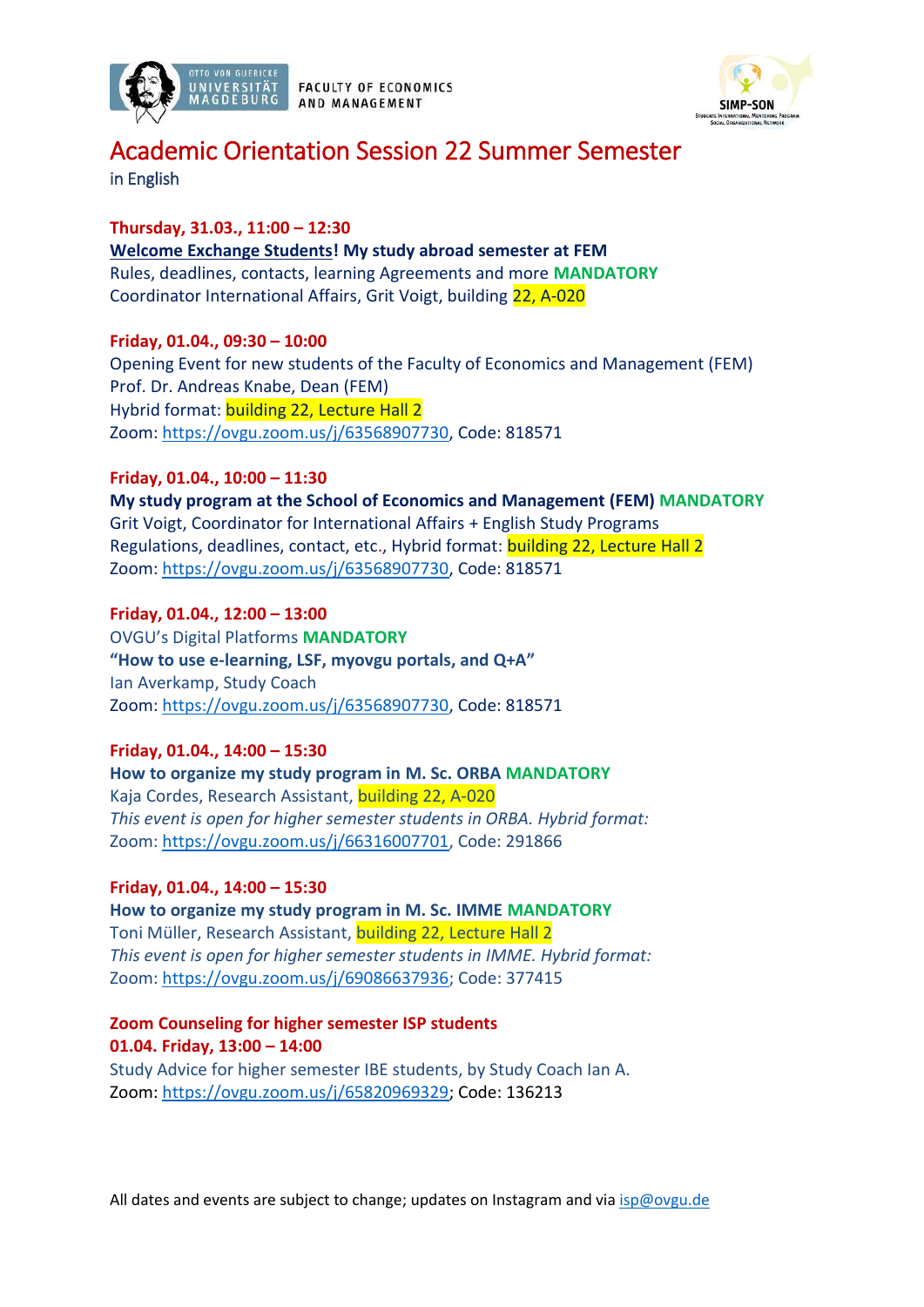OTTO VON GUERICKE UNIVERSITÄT MAGDEBURG FACULTY OF ECONOMICS AND MANAGEMENT

SIMP-SON Students International Mentoring Program Social Organizational Network

# Academic Orientation Session 22 Summer Semester

in English

**Thursday, 31.03., 11:00 – 12:30**
**Welcome Exchange Students! My study abroad semester at FEM**
Rules, deadlines, contacts, learning Agreements and more **MANDATORY**
Coordinator International Affairs, Grit Voigt, building 22, A-020

**Friday, 01.04., 09:30 – 10:00**
Opening Event for new students of the Faculty of Economics and Management (FEM)
Prof. Dr. Andreas Knabe, Dean (FEM)
Hybrid format: building 22, Lecture Hall 2
Zoom: https://ovgu.zoom.us/j/63568907730, Code: 818571

**Friday, 01.04., 10:00 – 11:30**
**My study program at the School of Economics and Management (FEM) MANDATORY**
Grit Voigt, Coordinator for International Affairs + English Study Programs
Regulations, deadlines, contact, etc., Hybrid format: building 22, Lecture Hall 2
Zoom: https://ovgu.zoom.us/j/63568907730, Code: 818571

**Friday, 01.04., 12:00 – 13:00**
OVGU's Digital Platforms **MANDATORY**
**"How to use e-learning, LSF, myovgu portals, and Q+A"**
Ian Averkamp, Study Coach
Zoom: https://ovgu.zoom.us/j/63568907730, Code: 818571

**Friday, 01.04., 14:00 – 15:30**
**How to organize my study program in M. Sc. ORBA MANDATORY**
Kaja Cordes, Research Assistant, building 22, A-020
*This event is open for higher semester students in ORBA. Hybrid format:*
Zoom: https://ovgu.zoom.us/j/66316007701, Code: 291866

**Friday, 01.04., 14:00 – 15:30**
**How to organize my study program in M. Sc. IMME MANDATORY**
Toni Müller, Research Assistant, building 22, Lecture Hall 2
*This event is open for higher semester students in IMME. Hybrid format:*
Zoom: https://ovgu.zoom.us/j/69086637936; Code: 377415

**Zoom Counseling for higher semester ISP students**
**01.04. Friday, 13:00 – 14:00**
Study Advice for higher semester IBE students, by Study Coach Ian A.
Zoom: https://ovgu.zoom.us/j/65820969329; Code: 136213

All dates and events are subject to change; updates on Instagram and via isp@ovgu.de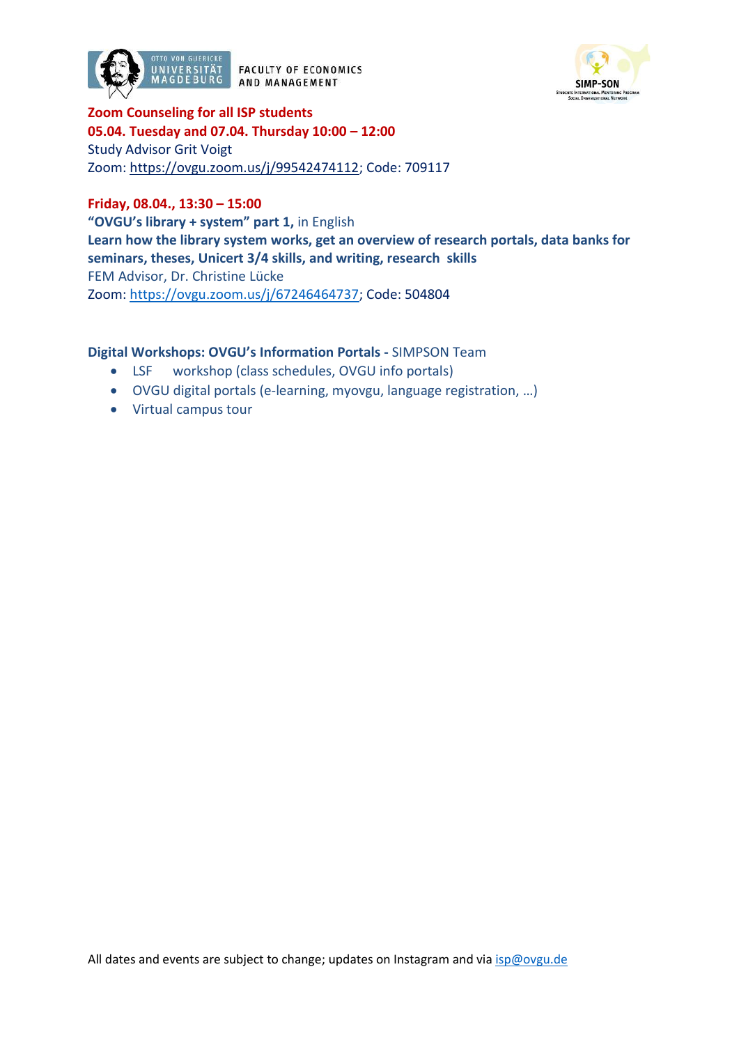**Zoom Counseling for all ISP students**
**05.04. Tuesday and 07.04. Thursday 10:00 – 12:00**
Study Advisor Grit Voigt
Zoom: https://ovgu.zoom.us/j/99542474112; Code: 709117

**Friday, 08.04., 13:30 – 15:00**
**"OVGU's library + system" part 1,** in English
**Learn how the library system works, get an overview of research portals, data banks for seminars, theses, Unicert 3/4 skills, and writing, research skills**
FEM Advisor, Dr. Christine Lücke
Zoom: https://ovgu.zoom.us/j/67246464737; Code: 504804

**Digital Workshops: OVGU's Information Portals -** SIMPSON Team

- LSF workshop (class schedules, OVGU info portals)
- OVGU digital portals (e-learning, myovgu, language registration, …)
- Virtual campus tour

All dates and events are subject to change; updates on Instagram and via isp@ovgu.de